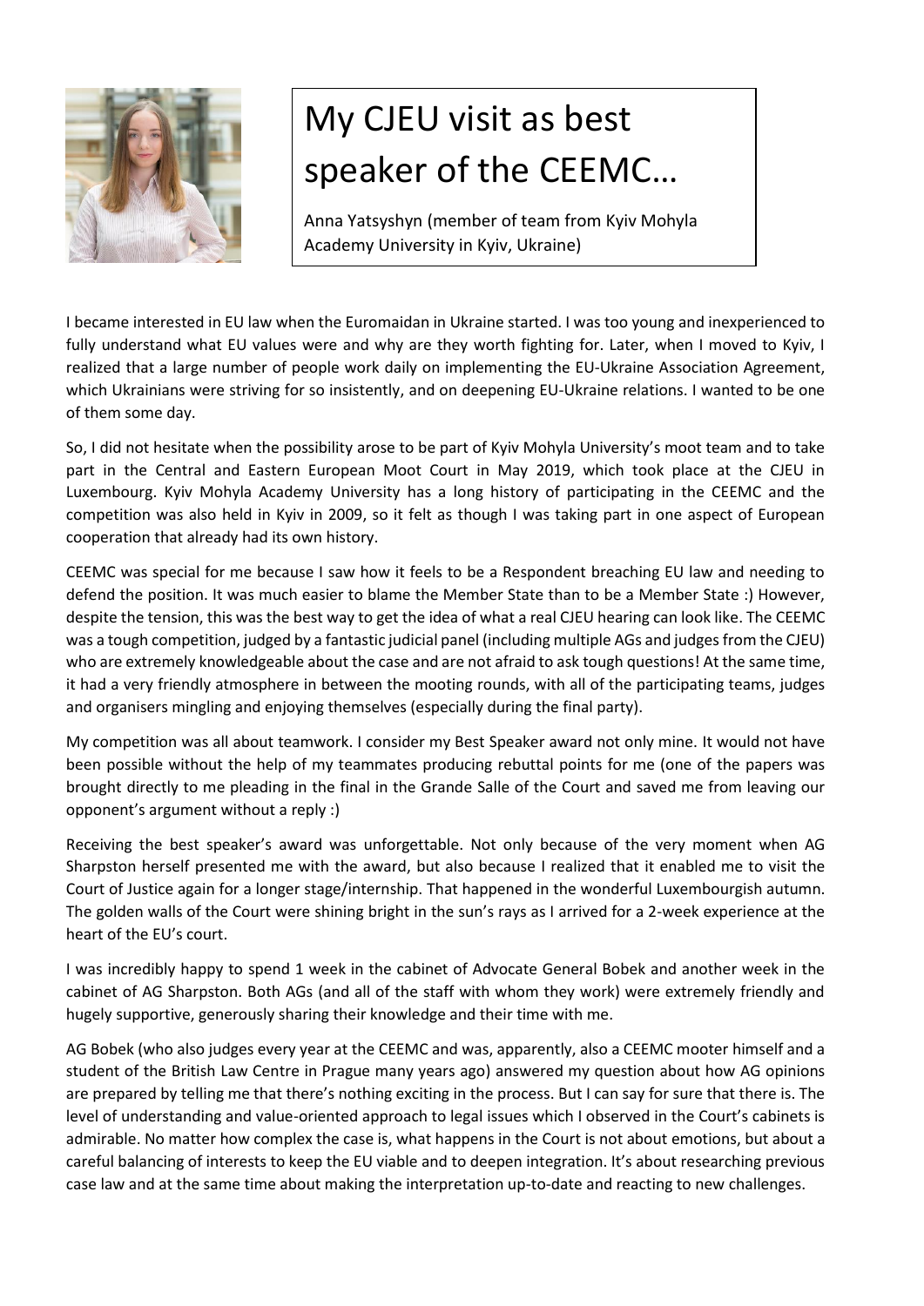# My CJEU visit as best speaker of the CEEMC…

Anna Yatsyshyn (member of team from Kyiv Mohyla Academy University in Kyiv, Ukraine)

I became interested in EU law when the Euromaidan in Ukraine started. I was too young and inexperienced to fully understand what EU values were and why are they worth fighting for. Later, when I moved to Kyiv, I realized that a large number of people work daily on implementing the EU-Ukraine Association Agreement, which Ukrainians were striving for so insistently, and on deepening EU-Ukraine relations. I wanted to be one of them some day.

So, I did not hesitate when the possibility arose to be part of Kyiv Mohyla University's moot team and to take part in the Central and Eastern European Moot Court in May 2019, which took place at the CJEU in Luxembourg. Kyiv Mohyla Academy University has a long history of participating in the CEEMC and the competition was also held in Kyiv in 2009, so it felt as though I was taking part in one aspect of European cooperation that already had its own history.

CEEMC was special for me because I saw how it feels to be a Respondent breaching EU law and needing to defend the position. It was much easier to blame the Member State than to be a Member State :) However, despite the tension, this was the best way to get the idea of what a real CJEU hearing can look like. The CEEMC was a tough competition, judged by a fantastic judicial panel (including multiple AGs and judges from the CJEU) who are extremely knowledgeable about the case and are not afraid to ask tough questions! At the same time, it had a very friendly atmosphere in between the mooting rounds, with all of the participating teams, judges and organisers mingling and enjoying themselves (especially during the final party).

My competition was all about teamwork. I consider my Best Speaker award not only mine. It would not have been possible without the help of my teammates producing rebuttal points for me (one of the papers was brought directly to me pleading in the final in the Grande Salle of the Court and saved me from leaving our opponent's argument without a reply :)

Receiving the best speaker's award was unforgettable. Not only because of the very moment when AG Sharpston herself presented me with the award, but also because I realized that it enabled me to visit the Court of Justice again for a longer stage/internship. That happened in the wonderful Luxembourgish autumn. The golden walls of the Court were shining bright in the sun's rays as I arrived for a 2-week experience at the heart of the EU's court.

I was incredibly happy to spend 1 week in the cabinet of Advocate General Bobek and another week in the cabinet of AG Sharpston. Both AGs (and all of the staff with whom they work) were extremely friendly and hugely supportive, generously sharing their knowledge and their time with me.

AG Bobek (who also judges every year at the CEEMC and was, apparently, also a CEEMC mooter himself and a student of the British Law Centre in Prague many years ago) answered my question about how AG opinions are prepared by telling me that there's nothing exciting in the process. But I can say for sure that there is. The level of understanding and value-oriented approach to legal issues which I observed in the Court's cabinets is admirable. No matter how complex the case is, what happens in the Court is not about emotions, but about a careful balancing of interests to keep the EU viable and to deepen integration. It's about researching previous case law and at the same time about making the interpretation up-to-date and reacting to new challenges.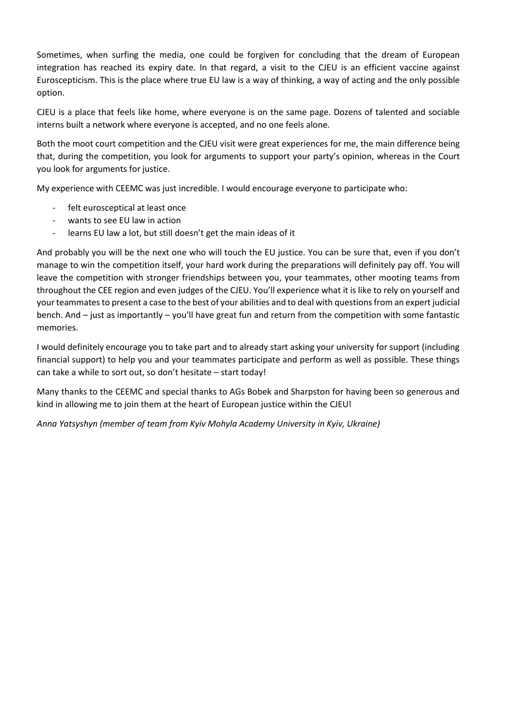Sometimes, when surfing the media, one could be forgiven for concluding that the dream of European integration has reached its expiry date. In that regard, a visit to the CJEU is an efficient vaccine against Euroscepticism. This is the place where true EU law is a way of thinking, a way of acting and the only possible option.

CJEU is a place that feels like home, where everyone is on the same page. Dozens of talented and sociable interns built a network where everyone is accepted, and no one feels alone.

Both the moot court competition and the CJEU visit were great experiences for me, the main difference being that, during the competition, you look for arguments to support your party's opinion, whereas in the Court you look for arguments for justice.

My experience with CEEMC was just incredible. I would encourage everyone to participate who:

- felt eurosceptical at least once
- wants to see EU law in action
- learns EU law a lot, but still doesn't get the main ideas of it

And probably you will be the next one who will touch the EU justice. You can be sure that, even if you don't manage to win the competition itself, your hard work during the preparations will definitely pay off. You will leave the competition with stronger friendships between you, your teammates, other mooting teams from throughout the CEE region and even judges of the CJEU. You'll experience what it is like to rely on yourself and your teammates to present a case to the best of your abilities and to deal with questions from an expert judicial bench. And – just as importantly – you'll have great fun and return from the competition with some fantastic memories.

I would definitely encourage you to take part and to already start asking your university for support (including financial support) to help you and your teammates participate and perform as well as possible. These things can take a while to sort out, so don't hesitate – start today!

Many thanks to the CEEMC and special thanks to AGs Bobek and Sharpston for having been so generous and kind in allowing me to join them at the heart of European justice within the CJEU!

*Anna Yatsyshyn (member of team from Kyiv Mohyla Academy University in Kyiv, Ukraine)*